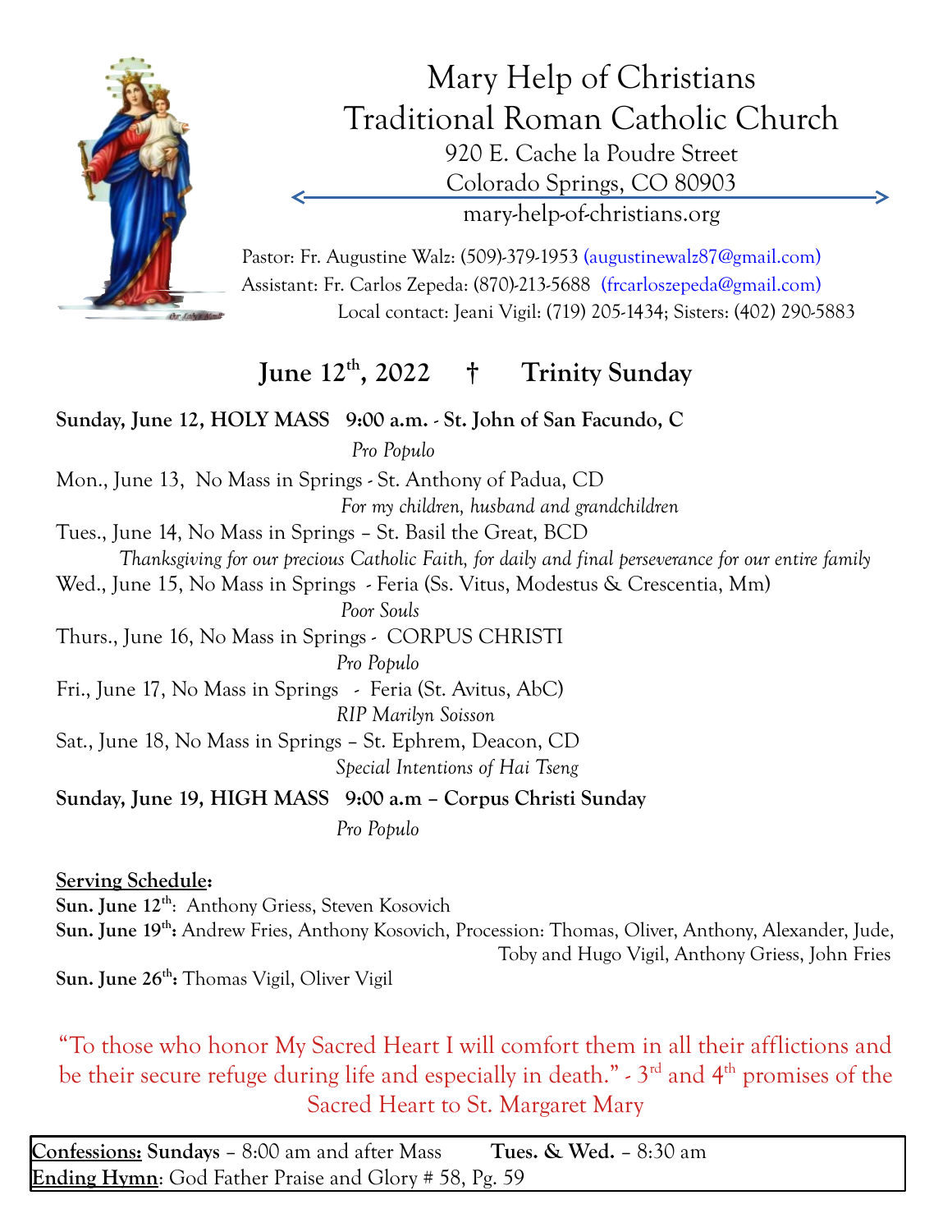# Mary Help of Christians
# Traditional Roman Catholic Church

920 E. Cache la Poudre Street
Colorado Springs, CO 80903
mary-help-of-christians.org

Pastor: Fr. Augustine Walz: (509)-379-1953 (augustinewalz87@gmail.com)
Assistant: Fr. Carlos Zepeda: (870)-213-5688 (frcarloszepeda@gmail.com)
Local contact: Jeani Vigil: (719) 205-1434; Sisters: (402) 290-5883

## June 12th, 2022 † Trinity Sunday

**Sunday, June 12, HOLY MASS 9:00 a.m. - St. John of San Facundo, C**
*Pro Populo*

Mon., June 13, No Mass in Springs - St. Anthony of Padua, CD
*For my children, husband and grandchildren*

Tues., June 14, No Mass in Springs – St. Basil the Great, BCD
*Thanksgiving for our precious Catholic Faith, for daily and final perseverance for our entire family*

Wed., June 15, No Mass in Springs - Feria (Ss. Vitus, Modestus & Crescentia, Mm)
*Poor Souls*

Thurs., June 16, No Mass in Springs - CORPUS CHRISTI
*Pro Populo*

Fri., June 17, No Mass in Springs - Feria (St. Avitus, AbC)
*RIP Marilyn Soisson*

Sat., June 18, No Mass in Springs – St. Ephrem, Deacon, CD
*Special Intentions of Hai Tseng*

**Sunday, June 19, HIGH MASS 9:00 a.m – Corpus Christi Sunday**
*Pro Populo*

**Serving Schedule:**

**Sun. June 12th:** Anthony Griess, Steven Kosovich
**Sun. June 19th:** Andrew Fries, Anthony Kosovich, Procession: Thomas, Oliver, Anthony, Alexander, Jude, Toby and Hugo Vigil, Anthony Griess, John Fries
**Sun. June 26th:** Thomas Vigil, Oliver Vigil

"To those who honor My Sacred Heart I will comfort them in all their afflictions and be their secure refuge during life and especially in death." - 3rd and 4th promises of the Sacred Heart to St. Margaret Mary

**Confessions:** **Sundays** – 8:00 am and after Mass **Tues. & Wed.** – 8:30 am
**Ending Hymn**: God Father Praise and Glory # 58, Pg. 59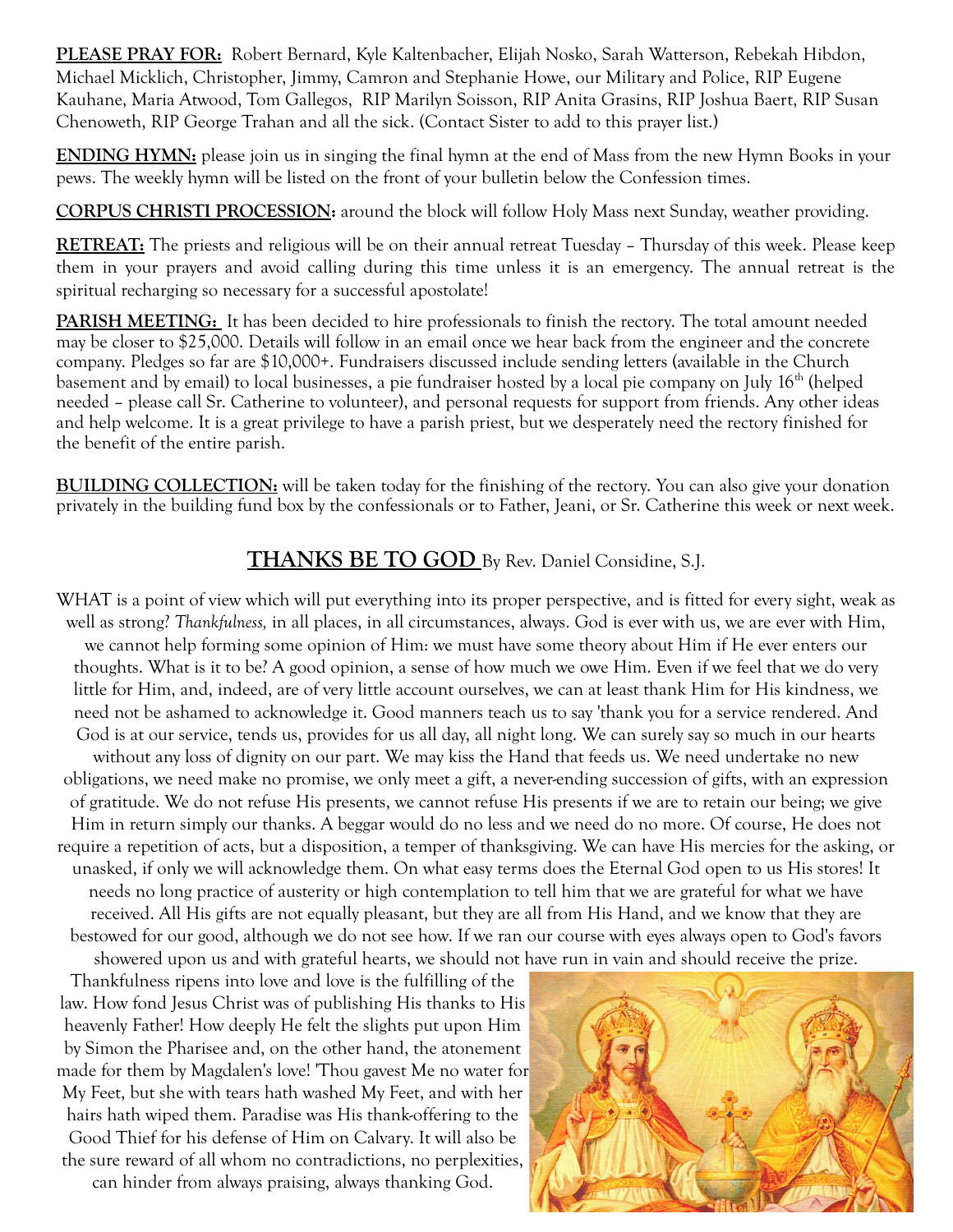**PLEASE PRAY FOR:** Robert Bernard, Kyle Kaltenbacher, Elijah Nosko, Sarah Watterson, Rebekah Hibdon, Michael Micklich, Christopher, Jimmy, Camron and Stephanie Howe, our Military and Police, RIP Eugene Kauhane, Maria Atwood, Tom Gallegos, RIP Marilyn Soisson, RIP Anita Grasins, RIP Joshua Baert, RIP Susan Chenoweth, RIP George Trahan and all the sick. (Contact Sister to add to this prayer list.)

**ENDING HYMN:** please join us in singing the final hymn at the end of Mass from the new Hymn Books in your pews. The weekly hymn will be listed on the front of your bulletin below the Confession times.

**CORPUS CHRISTI PROCESSION:** around the block will follow Holy Mass next Sunday, weather providing.

**RETREAT:** The priests and religious will be on their annual retreat Tuesday – Thursday of this week. Please keep them in your prayers and avoid calling during this time unless it is an emergency. The annual retreat is the spiritual recharging so necessary for a successful apostolate!

**PARISH MEETING:** It has been decided to hire professionals to finish the rectory. The total amount needed may be closer to $25,000. Details will follow in an email once we hear back from the engineer and the concrete company. Pledges so far are $10,000+. Fundraisers discussed include sending letters (available in the Church basement and by email) to local businesses, a pie fundraiser hosted by a local pie company on July 16th (helped needed – please call Sr. Catherine to volunteer), and personal requests for support from friends. Any other ideas and help welcome. It is a great privilege to have a parish priest, but we desperately need the rectory finished for the benefit of the entire parish.

**BUILDING COLLECTION:** will be taken today for the finishing of the rectory. You can also give your donation privately in the building fund box by the confessionals or to Father, Jeani, or Sr. Catherine this week or next week.

## THANKS BE TO GOD By Rev. Daniel Considine, S.J.

WHAT is a point of view which will put everything into its proper perspective, and is fitted for every sight, weak as well as strong? *Thankfulness,* in all places, in all circumstances, always. God is ever with us, we are ever with Him, we cannot help forming some opinion of Him: we must have some theory about Him if He ever enters our thoughts. What is it to be? A good opinion, a sense of how much we owe Him. Even if we feel that we do very little for Him, and, indeed, are of very little account ourselves, we can at least thank Him for His kindness, we need not be ashamed to acknowledge it. Good manners teach us to say 'thank you for a service rendered. And God is at our service, tends us, provides for us all day, all night long. We can surely say so much in our hearts without any loss of dignity on our part. We may kiss the Hand that feeds us. We need undertake no new obligations, we need make no promise, we only meet a gift, a never-ending succession of gifts, with an expression of gratitude. We do not refuse His presents, we cannot refuse His presents if we are to retain our being; we give Him in return simply our thanks. A beggar would do no less and we need do no more. Of course, He does not require a repetition of acts, but a disposition, a temper of thanksgiving. We can have His mercies for the asking, or unasked, if only we will acknowledge them. On what easy terms does the Eternal God open to us His stores! It needs no long practice of austerity or high contemplation to tell him that we are grateful for what we have received. All His gifts are not equally pleasant, but they are all from His Hand, and we know that they are bestowed for our good, although we do not see how. If we ran our course with eyes always open to God's favors showered upon us and with grateful hearts, we should not have run in vain and should receive the prize.

Thankfulness ripens into love and love is the fulfilling of the law. How fond Jesus Christ was of publishing His thanks to His heavenly Father! How deeply He felt the slights put upon Him by Simon the Pharisee and, on the other hand, the atonement made for them by Magdalen's love! 'Thou gavest Me no water for My Feet, but she with tears hath washed My Feet, and with her hairs hath wiped them. Paradise was His thank-offering to the Good Thief for his defense of Him on Calvary. It will also be the sure reward of all whom no contradictions, no perplexities, can hinder from always praising, always thanking God.